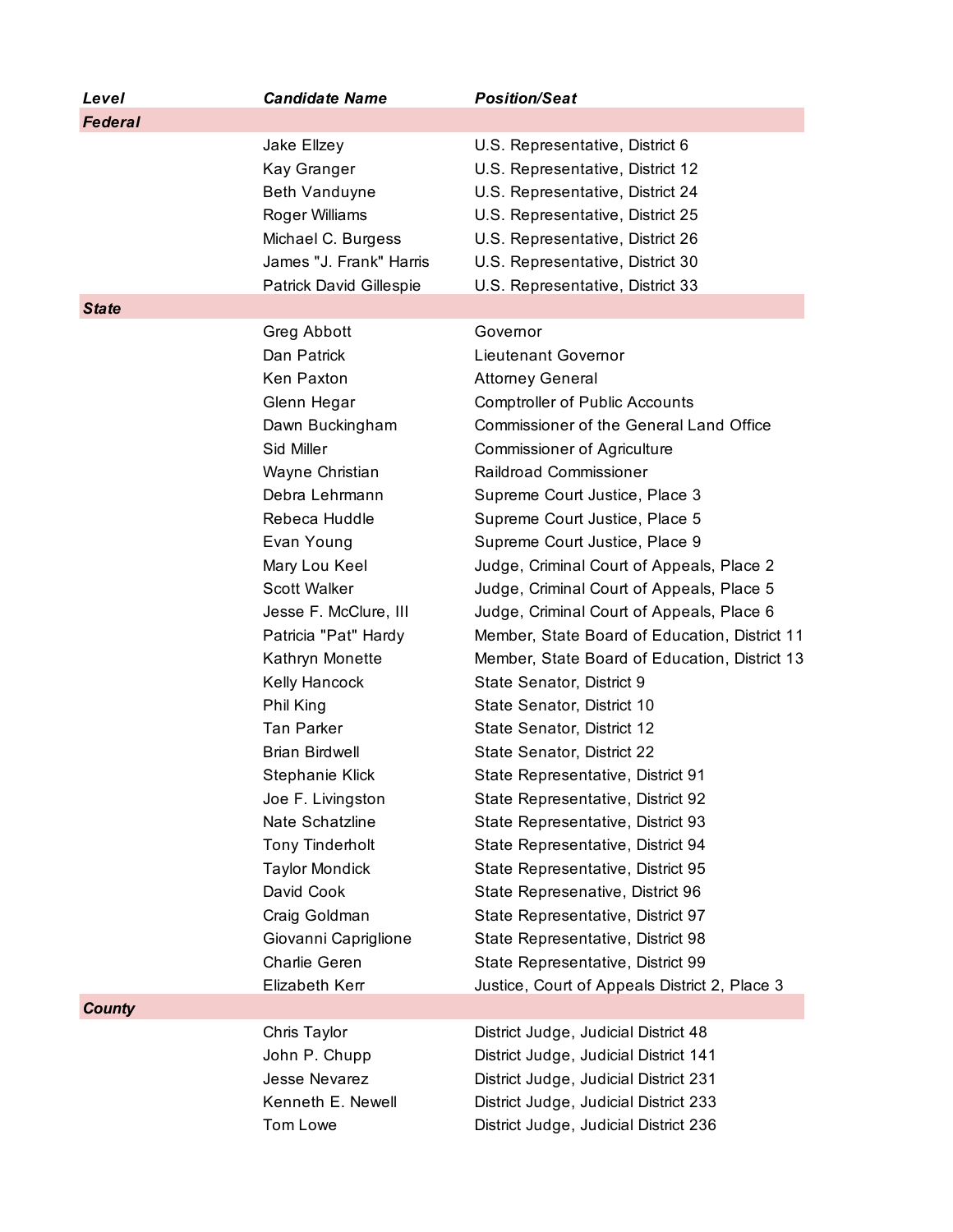| *Level* | *Candidate Name* | *Position/Seat* |
| --- | --- | --- |
| ***Federal*** | | |
| | Jake Ellzey | U.S. Representative, District 6 |
| | Kay Granger | U.S. Representative, District 12 |
| | Beth Vanduyne | U.S. Representative, District 24 |
| | Roger Williams | U.S. Representative, District 25 |
| | Michael C. Burgess | U.S. Representative, District 26 |
| | James "J. Frank" Harris | U.S. Representative, District 30 |
| | Patrick David Gillespie | U.S. Representative, District 33 |
| ***State*** | | |
| | Greg Abbott | Governor |
| | Dan Patrick | Lieutenant Governor |
| | Ken Paxton | Attorney General |
| | Glenn Hegar | Comptroller of Public Accounts |
| | Dawn Buckingham | Commissioner of the General Land Office |
| | Sid Miller | Commissioner of Agriculture |
| | Wayne Christian | Raildroad Commissioner |
| | Debra Lehrmann | Supreme Court Justice, Place 3 |
| | Rebeca Huddle | Supreme Court Justice, Place 5 |
| | Evan Young | Supreme Court Justice, Place 9 |
| | Mary Lou Keel | Judge, Criminal Court of Appeals, Place 2 |
| | Scott Walker | Judge, Criminal Court of Appeals, Place 5 |
| | Jesse F. McClure, III | Judge, Criminal Court of Appeals, Place 6 |
| | Patricia "Pat" Hardy | Member, State Board of Education, District 11 |
| | Kathryn Monette | Member, State Board of Education, District 13 |
| | Kelly Hancock | State Senator, District 9 |
| | Phil King | State Senator, District 10 |
| | Tan Parker | State Senator, District 12 |
| | Brian Birdwell | State Senator, District 22 |
| | Stephanie Klick | State Representative, District 91 |
| | Joe F. Livingston | State Representative, District 92 |
| | Nate Schatzline | State Representative, District 93 |
| | Tony Tinderholt | State Representative, District 94 |
| | Taylor Mondick | State Representative, District 95 |
| | David Cook | State Represenative, District 96 |
| | Craig Goldman | State Representative, District 97 |
| | Giovanni Capriglione | State Representative, District 98 |
| | Charlie Geren | State Representative, District 99 |
| | Elizabeth Kerr | Justice, Court of Appeals District 2, Place 3 |
| ***County*** | | |
| | Chris Taylor | District Judge, Judicial District 48 |
| | John P. Chupp | District Judge, Judicial District 141 |
| | Jesse Nevarez | District Judge, Judicial District 231 |
| | Kenneth E. Newell | District Judge, Judicial District 233 |
| | Tom Lowe | District Judge, Judicial District 236 |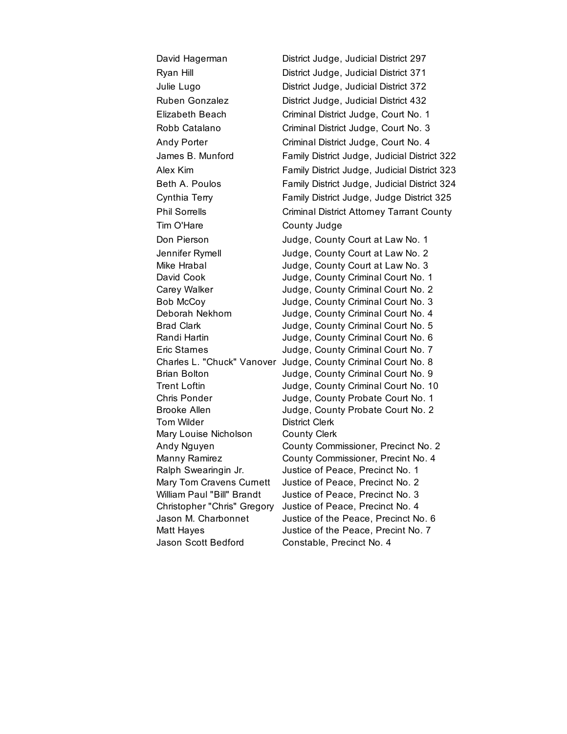| | |
|---|---|
| David Hagerman | District Judge, Judicial District 297 |
| Ryan Hill | District Judge, Judicial District 371 |
| Julie Lugo | District Judge, Judicial District 372 |
| Ruben Gonzalez | District Judge, Judicial District 432 |
| Elizabeth Beach | Criminal District Judge, Court No. 1 |
| Robb Catalano | Criminal District Judge, Court No. 3 |
| Andy Porter | Criminal District Judge, Court No. 4 |
| James B. Munford | Family District Judge, Judicial District 322 |
| Alex Kim | Family District Judge, Judicial District 323 |
| Beth A. Poulos | Family District Judge, Judicial District 324 |
| Cynthia Terry | Family District Judge, Judge District 325 |
| Phil Sorrells | Criminal District Attorney Tarrant County |
| Tim O'Hare | County Judge |
| Don Pierson | Judge, County Court at Law No. 1 |
| Jennifer Rymell | Judge, County Court at Law No. 2 |
| Mike Hrabal | Judge, County Court at Law No. 3 |
| David Cook | Judge, County Criminal Court No. 1 |
| Carey Walker | Judge, County Criminal Court No. 2 |
| Bob McCoy | Judge, County Criminal Court No. 3 |
| Deborah Nekhom | Judge, County Criminal Court No. 4 |
| Brad Clark | Judge, County Criminal Court No. 5 |
| Randi Hartin | Judge, County Criminal Court No. 6 |
| Eric Starnes | Judge, County Criminal Court No. 7 |
| Charles L. "Chuck" Vanover | Judge, County Criminal Court No. 8 |
| Brian Bolton | Judge, County Criminal Court No. 9 |
| Trent Loftin | Judge, County Criminal Court No. 10 |
| Chris Ponder | Judge, County Probate Court No. 1 |
| Brooke Allen | Judge, County Probate Court No. 2 |
| Tom Wilder | District Clerk |
| Mary Louise Nicholson | County Clerk |
| Andy Nguyen | County Commissioner, Precinct No. 2 |
| Manny Ramirez | County Commissioner, Precint No. 4 |
| Ralph Swearingin Jr. | Justice of Peace, Precinct No. 1 |
| Mary Tom Cravens Curnett | Justice of Peace, Precinct No. 2 |
| William Paul "Bill" Brandt | Justice of Peace, Precinct No. 3 |
| Christopher "Chris" Gregory | Justice of Peace, Precinct No. 4 |
| Jason M. Charbonnet | Justice of the Peace, Precinct No. 6 |
| Matt Hayes | Justice of the Peace, Precint No. 7 |
| Jason Scott Bedford | Constable, Precinct No. 4 |